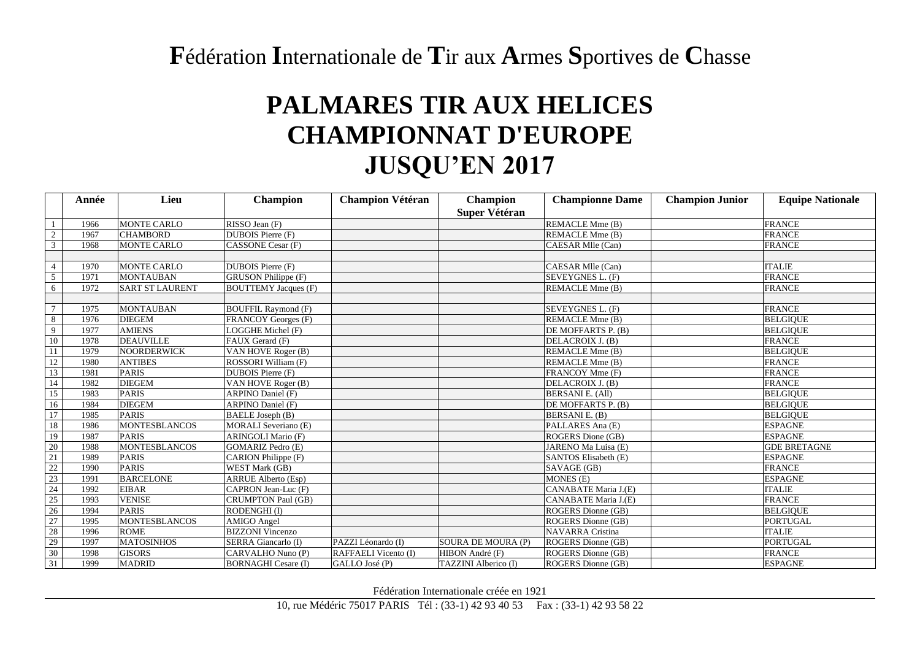**F**édération **I**nternationale de **T**ir aux **A**rmes **S**portives de **C**hasse

# PALMARES TIR AUX HELICES
# CHAMPIONNAT D'EUROPE
# JUSQU'EN 2017

| | Année | Lieu | Champion | Champion Vétéran | Champion Super Vétéran | Championne Dame | Champion Junior | Equipe Nationale |
|---|---|---|---|---|---|---|---|---|
| 1 | 1966 | MONTE CARLO | RISSO Jean (F) | | | REMACLE Mme (B) | | FRANCE |
| 2 | 1967 | CHAMBORD | DUBOIS Pierre (F) | | | REMACLE Mme (B) | | FRANCE |
| 3 | 1968 | MONTE CARLO | CASSONE Cesar (F) | | | CAESAR Mlle (Can) | | FRANCE |
| | | | | | | | | |
| 4 | 1970 | MONTE CARLO | DUBOIS Pierre (F) | | | CAESAR Mlle (Can) | | ITALIE |
| 5 | 1971 | MONTAUBAN | GRUSON Philippe (F) | | | SEVEYGNES L. (F) | | FRANCE |
| 6 | 1972 | SART ST LAURENT | BOUTTEMY Jacques (F) | | | REMACLE Mme (B) | | FRANCE |
| | | | | | | | | |
| 7 | 1975 | MONTAUBAN | BOUFFIL Raymond (F) | | | SEVEYGNES L. (F) | | FRANCE |
| 8 | 1976 | DIEGEM | FRANCOY Georges (F) | | | REMACLE Mme (B) | | BELGIQUE |
| 9 | 1977 | AMIENS | LOGGHE Michel (F) | | | DE MOFFARTS P. (B) | | BELGIQUE |
| 10 | 1978 | DEAUVILLE | FAUX Gerard (F) | | | DELACROIX J. (B) | | FRANCE |
| 11 | 1979 | NOORDERWICK | VAN HOVE Roger (B) | | | REMACLE Mme (B) | | BELGIQUE |
| 12 | 1980 | ANTIBES | ROSSORI William (F) | | | REMACLE Mme (B) | | FRANCE |
| 13 | 1981 | PARIS | DUBOIS Pierre (F) | | | FRANCOY Mme (F) | | FRANCE |
| 14 | 1982 | DIEGEM | VAN HOVE Roger (B) | | | DELACROIX J. (B) | | FRANCE |
| 15 | 1983 | PARIS | ARPINO Daniel (F) | | | BERSANI E. (All) | | BELGIQUE |
| 16 | 1984 | DIEGEM | ARPINO Daniel (F) | | | DE MOFFARTS P. (B) | | BELGIQUE |
| 17 | 1985 | PARIS | BAELE Joseph (B) | | | BERSANI E. (B) | | BELGIQUE |
| 18 | 1986 | MONTESBLANCOS | MORALI Severiano (E) | | | PALLARES Ana (E) | | ESPAGNE |
| 19 | 1987 | PARIS | ARINGOLI Mario (F) | | | ROGERS Dione (GB) | | ESPAGNE |
| 20 | 1988 | MONTESBLANCOS | GOMARIZ Pedro (E) | | | JARENO Ma Luisa (E) | | GDE BRETAGNE |
| 21 | 1989 | PARIS | CARION Philippe (F) | | | SANTOS Elisabeth (E) | | ESPAGNE |
| 22 | 1990 | PARIS | WEST Mark (GB) | | | SAVAGE (GB) | | FRANCE |
| 23 | 1991 | BARCELONE | ARRUE Alberto (Esp) | | | MONES (E) | | ESPAGNE |
| 24 | 1992 | EIBAR | CAPRON Jean-Luc (F) | | | CANABATE Maria J.(E) | | ITALIE |
| 25 | 1993 | VENISE | CRUMPTON Paul (GB) | | | CANABATE Maria J.(E) | | FRANCE |
| 26 | 1994 | PARIS | RODENGHI (I) | | | ROGERS Dionne (GB) | | BELGIQUE |
| 27 | 1995 | MONTESBLANCOS | AMIGO Angel | | | ROGERS Dionne (GB) | | PORTUGAL |
| 28 | 1996 | ROME | BIZZONI Vincenzo | | | NAVARRA Cristina | | ITALIE |
| 29 | 1997 | MATOSINHOS | SERRA Giancarlo (I) | PAZZI Léonardo (I) | SOURA DE MOURA (P) | ROGERS Dionne (GB) | | PORTUGAL |
| 30 | 1998 | GISORS | CARVALHO Nuno (P) | RAFFAELI Vicento (I) | HIBON André (F) | ROGERS Dionne (GB) | | FRANCE |
| 31 | 1999 | MADRID | BORNAGHI Cesare (I) | GALLO José (P) | TAZZINI Alberico (I) | ROGERS Dionne (GB) | | ESPAGNE |

Fédération Internationale créée en 1921

10, rue Médéric 75017 PARIS Tél : (33-1) 42 93 40 53 Fax : (33-1) 42 93 58 22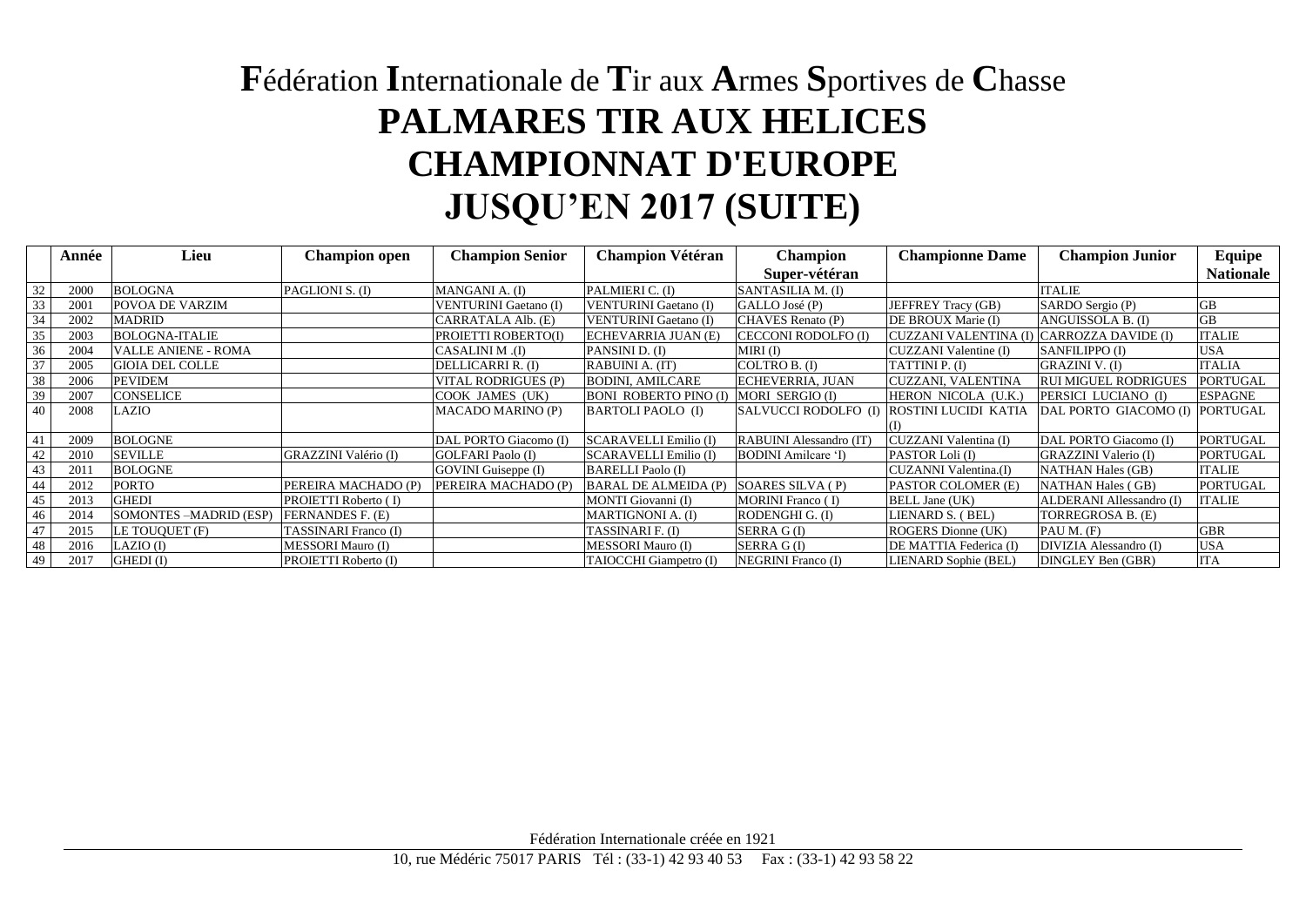# **F**édération **I**nternationale de **T**ir aux **A**rmes **S**portives de **C**hasse

# PALMARES TIR AUX HELICES
# CHAMPIONNAT D'EUROPE
# JUSQU'EN 2017 (SUITE)

| | Année | Lieu | Champion open | Champion Senior | Champion Vétéran | Champion Super-vétéran | Championne Dame | Champion Junior | Equipe Nationale |
|---|---|---|---|---|---|---|---|---|---|
| 32 | 2000 | BOLOGNA | PAGLIONI S. (I) | MANGANI A. (I) | PALMIERI C. (I) | SANTASILIA M. (I) | | ITALIE | |
| 33 | 2001 | POVOA DE VARZIM | | VENTURINI Gaetano (I) | VENTURINI Gaetano (I) | GALLO José (P) | JEFFREY Tracy (GB) | SARDO Sergio (P) | GB |
| 34 | 2002 | MADRID | | CARRATALA Alb. (E) | VENTURINI Gaetano (I) | CHAVES Renato (P) | DE BROUX Marie (I) | ANGUISSOLA B. (I) | GB |
| 35 | 2003 | BOLOGNA-ITALIE | | PROIETTI ROBERTO(I) | ECHEVARRIA JUAN (E) | CECCONI RODOLFO (I) | CUZZANI VALENTINA (I) | CARROZZA DAVIDE (I) | ITALIE |
| 36 | 2004 | VALLE ANIENE - ROMA | | CASALINI M .(I) | PANSINI D. (I) | MIRI (I) | CUZZANI Valentine (I) | SANFILIPPO (I) | USA |
| 37 | 2005 | GIOIA DEL COLLE | | DELLICARRI R. (I) | RABUINI A. (IT) | COLTRO B. (I) | TATTINI P. (I) | GRAZINI V. (I) | ITALIA |
| 38 | 2006 | PEVIDEM | | VITAL RODRIGUES (P) | BODINI, AMILCARE | ECHEVERRIA, JUAN | CUZZANI, VALENTINA | RUI MIGUEL RODRIGUES | PORTUGAL |
| 39 | 2007 | CONSELICE | | COOK JAMES (UK) | BONI ROBERTO PINO (I) | MORI SERGIO (I) | HERON NICOLA (U.K.) | PERSICI LUCIANO (I) | ESPAGNE |
| 40 | 2008 | LAZIO | | MACADO MARINO (P) | BARTOLI PAOLO (I) | SALVUCCI RODOLFO (I) | ROSTINI LUCIDI KATIA (I) | DAL PORTO GIACOMO (I) | PORTUGAL |
| 41 | 2009 | BOLOGNE | | DAL PORTO Giacomo (I) | SCARAVELLI Emilio (I) | RABUINI Alessandro (IT) | CUZZANI Valentina (I) | DAL PORTO Giacomo (I) | PORTUGAL |
| 42 | 2010 | SEVILLE | GRAZZINI Valério (I) | GOLFARI Paolo (I) | SCARAVELLI Emilio (I) | BODINI Amilcare 'I) | PASTOR Loli (I) | GRAZZINI Valerio (I) | PORTUGAL |
| 43 | 2011 | BOLOGNE | | GOVINI Guiseppe (I) | BARELLI Paolo (I) | | CUZANNI Valentina.(I) | NATHAN Hales (GB) | ITALIE |
| 44 | 2012 | PORTO | PEREIRA MACHADO (P) | PEREIRA MACHADO (P) | BARAL DE ALMEIDA (P) | SOARES SILVA ( P) | PASTOR COLOMER (E) | NATHAN Hales ( GB) | PORTUGAL |
| 45 | 2013 | GHEDI | PROIETTI Roberto ( I) | | MONTI Giovanni (I) | MORINI Franco ( I) | BELL Jane (UK) | ALDERANI Allessandro (I) | ITALIE |
| 46 | 2014 | SOMONTES –MADRID (ESP) | FERNANDES F. (E) | | MARTIGNONI A. (I) | RODENGHI G. (I) | LIENARD S. ( BEL) | TORREGROSA B. (E) | |
| 47 | 2015 | LE TOUQUET (F) | TASSINARI Franco (I) | | TASSINARI F. (I) | SERRA G (I) | ROGERS Dionne (UK) | PAU M. (F) | GBR |
| 48 | 2016 | LAZIO (I) | MESSORI Mauro (I) | | MESSORI Mauro (I) | SERRA G (I) | DE MATTIA Federica (I) | DIVIZIA Alessandro (I) | USA |
| 49 | 2017 | GHEDI (I) | PROIETTI Roberto (I) | | TAIOCCHI Giampetro (I) | NEGRINI Franco (I) | LIENARD Sophie (BEL) | DINGLEY Ben (GBR) | ITA |

Fédération Internationale créée en 1921

10, rue Médéric 75017 PARIS Tél : (33-1) 42 93 40 53 Fax : (33-1) 42 93 58 22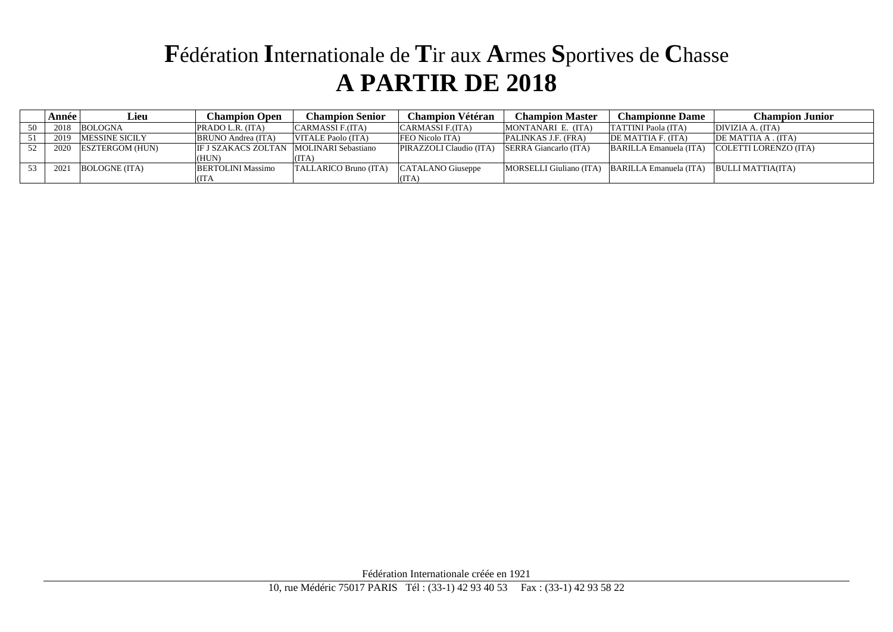# **F**édération **I**nternationale de **T**ir aux **A**rmes **S**portives de **C**hasse

# A PARTIR DE 2018

| | Année | Lieu | Champion Open | Champion Senior | Champion Vétéran | Champion Master | Championne Dame | Champion Junior |
|---|---|---|---|---|---|---|---|---|
| 50 | 2018 | BOLOGNA | PRADO L.R. (ITA) | CARMASSI F.(ITA) | CARMASSI F.(ITA) | MONTANARI E. (ITA) | TATTINI Paola (ITA) | DIVIZIA A. (ITA) |
| 51 | 2019 | MESSINE SICILY | BRUNO Andrea (ITA) | VITALE Paolo (ITA) | FEO Nicolo ITA) | PALINKAS J.F. (FRA) | DE MATTIA F. (ITA) | DE MATTIA A . (ITA) |
| 52 | 2020 | ESZTERGOM (HUN) | IF J SZAKACS ZOLTAN (HUN) | MOLINARI Sebastiano (ITA) | PIRAZZOLI Claudio (ITA) | SERRA Giancarlo (ITA) | BARILLA Emanuela (ITA) | COLETTI LORENZO (ITA) |
| 53 | 2021 | BOLOGNE (ITA) | BERTOLINI Massimo (ITA | TALLARICO Bruno (ITA) | CATALANO Giuseppe (ITA) | MORSELLI Giuliano (ITA) | BARILLA Emanuela (ITA) | BULLI MATTIA(ITA) |

Fédération Internationale créée en 1921

10, rue Médéric 75017 PARIS Tél : (33-1) 42 93 40 53 Fax : (33-1) 42 93 58 22